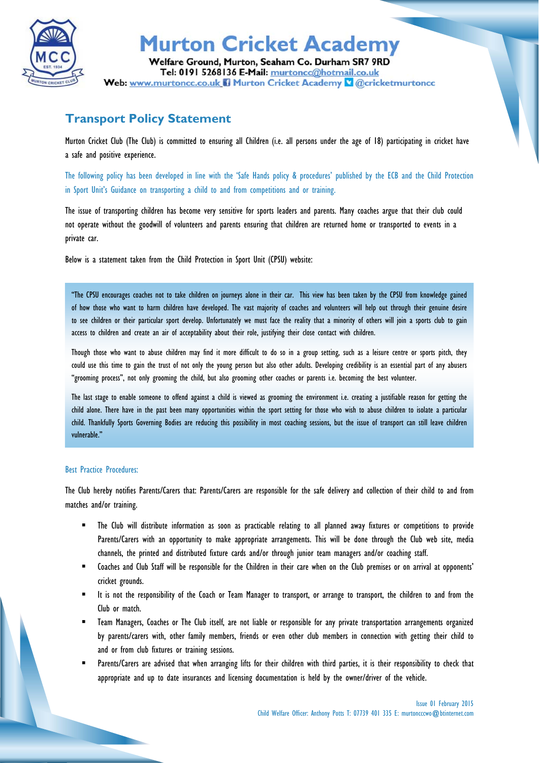# Murton Cricket Academy

**Welfare Ground, Murton, Seaham Co. Durham SR7 9RD**
**Tel: 0191 5268136 E-Mail:** murtoncc@hotmail.co.uk
**Web:** www.murtoncc.co.uk Murton Cricket Academy @cricketmurtoncc

## Transport Policy Statement

Murton Cricket Club (The Club) is committed to ensuring all Children (i.e. all persons under the age of 18) participating in cricket have a safe and positive experience.

The following policy has been developed in line with the 'Safe Hands policy & procedures' published by the ECB and the Child Protection in Sport Unit's Guidance on transporting a child to and from competitions and or training.

The issue of transporting children has become very sensitive for sports leaders and parents. Many coaches argue that their club could not operate without the goodwill of volunteers and parents ensuring that children are returned home or transported to events in a private car.

Below is a statement taken from the Child Protection in Sport Unit (CPSU) website:

> "The CPSU encourages coaches not to take children on journeys alone in their car. This view has been taken by the CPSU from knowledge gained of how those who want to harm children have developed. The vast majority of coaches and volunteers will help out through their genuine desire to see children or their particular sport develop. Unfortunately we must face the reality that a minority of others will join a sports club to gain access to children and create an air of acceptability about their role, justifying their close contact with children.
>
> Though those who want to abuse children may find it more difficult to do so in a group setting, such as a leisure centre or sports pitch, they could use this time to gain the trust of not only the young person but also other adults. Developing credibility is an essential part of any abusers "grooming process", not only grooming the child, but also grooming other coaches or parents i.e. becoming the best volunteer.
>
> The last stage to enable someone to offend against a child is viewed as grooming the environment i.e. creating a justifiable reason for getting the child alone. There have in the past been many opportunities within the sport setting for those who wish to abuse children to isolate a particular child. Thankfully Sports Governing Bodies are reducing this possibility in most coaching sessions, but the issue of transport can still leave children vulnerable."

### Best Practice Procedures:

The Club hereby notifies Parents/Carers that: Parents/Carers are responsible for the safe delivery and collection of their child to and from matches and/or training.

- The Club will distribute information as soon as practicable relating to all planned away fixtures or competitions to provide Parents/Carers with an opportunity to make appropriate arrangements. This will be done through the Club web site, media channels, the printed and distributed fixture cards and/or through junior team managers and/or coaching staff.
- Coaches and Club Staff will be responsible for the Children in their care when on the Club premises or on arrival at opponents' cricket grounds.
- It is not the responsibility of the Coach or Team Manager to transport, or arrange to transport, the children to and from the Club or match.
- Team Managers, Coaches or The Club itself, are not liable or responsible for any private transportation arrangements organized by parents/carers with, other family members, friends or even other club members in connection with getting their child to and or from club fixtures or training sessions.
- Parents/Carers are advised that when arranging lifts for their children with third parties, it is their responsibility to check that appropriate and up to date insurances and licensing documentation is held by the owner/driver of the vehicle.

Issue 01 February 2015
Child Welfare Officer: Anthony Potts T: 07739 401 335 E: murtonccwo@btinternet.com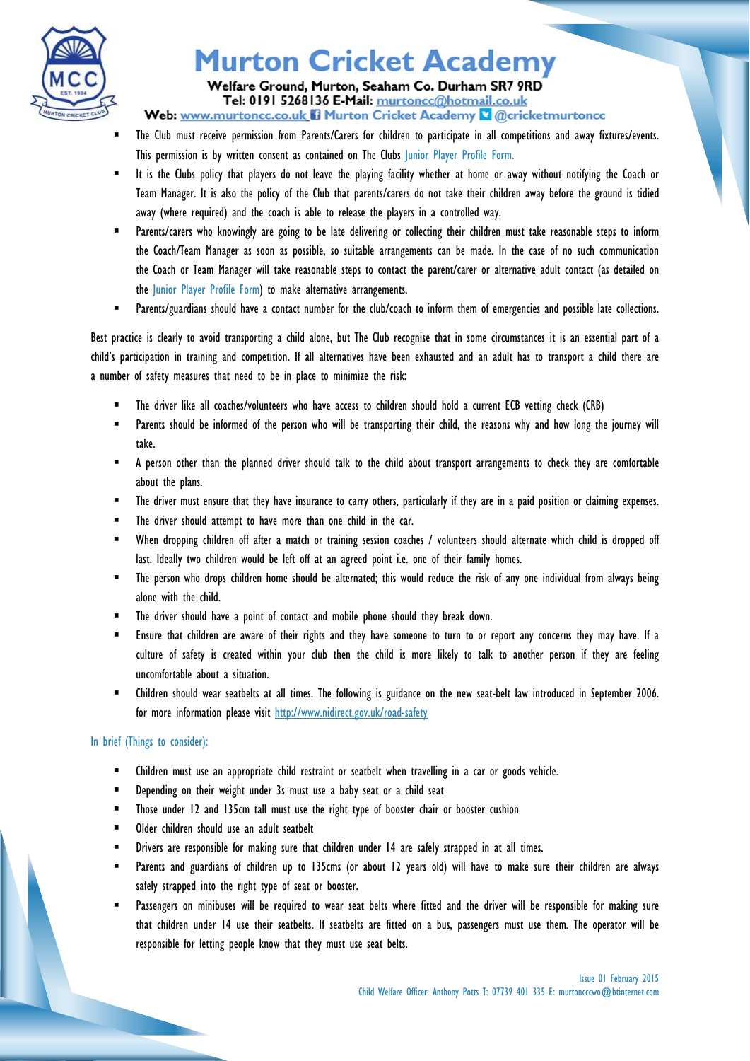- The Club must receive permission from Parents/Carers for children to participate in all competitions and away fixtures/events. This permission is by written consent as contained on The Clubs Junior Player Profile Form.
- It is the Clubs policy that players do not leave the playing facility whether at home or away without notifying the Coach or Team Manager. It is also the policy of the Club that parents/carers do not take their children away before the ground is tidied away (where required) and the coach is able to release the players in a controlled way.
- Parents/carers who knowingly are going to be late delivering or collecting their children must take reasonable steps to inform the Coach/Team Manager as soon as possible, so suitable arrangements can be made. In the case of no such communication the Coach or Team Manager will take reasonable steps to contact the parent/carer or alternative adult contact (as detailed on the Junior Player Profile Form) to make alternative arrangements.
- Parents/guardians should have a contact number for the club/coach to inform them of emergencies and possible late collections.

Best practice is clearly to avoid transporting a child alone, but The Club recognise that in some circumstances it is an essential part of a child's participation in training and competition. If all alternatives have been exhausted and an adult has to transport a child there are a number of safety measures that need to be in place to minimize the risk:

- The driver like all coaches/volunteers who have access to children should hold a current ECB vetting check (CRB)
- Parents should be informed of the person who will be transporting their child, the reasons why and how long the journey will take.
- A person other than the planned driver should talk to the child about transport arrangements to check they are comfortable about the plans.
- The driver must ensure that they have insurance to carry others, particularly if they are in a paid position or claiming expenses.
- The driver should attempt to have more than one child in the car.
- When dropping children off after a match or training session coaches / volunteers should alternate which child is dropped off last. Ideally two children would be left off at an agreed point i.e. one of their family homes.
- The person who drops children home should be alternated; this would reduce the risk of any one individual from always being alone with the child.
- The driver should have a point of contact and mobile phone should they break down.
- Ensure that children are aware of their rights and they have someone to turn to or report any concerns they may have. If a culture of safety is created within your club then the child is more likely to talk to another person if they are feeling uncomfortable about a situation.
- Children should wear seatbelts at all times. The following is guidance on the new seat-belt law introduced in September 2006. for more information please visit http://www.nidirect.gov.uk/road-safety

In brief (Things to consider):

- Children must use an appropriate child restraint or seatbelt when travelling in a car or goods vehicle.
- Depending on their weight under 3s must use a baby seat or a child seat
- Those under 12 and 135cm tall must use the right type of booster chair or booster cushion
- Older children should use an adult seatbelt
- Drivers are responsible for making sure that children under 14 are safely strapped in at all times.
- Parents and guardians of children up to 135cms (or about 12 years old) will have to make sure their children are always safely strapped into the right type of seat or booster.
- Passengers on minibuses will be required to wear seat belts where fitted and the driver will be responsible for making sure that children under 14 use their seatbelts. If seatbelts are fitted on a bus, passengers must use them. The operator will be responsible for letting people know that they must use seat belts.